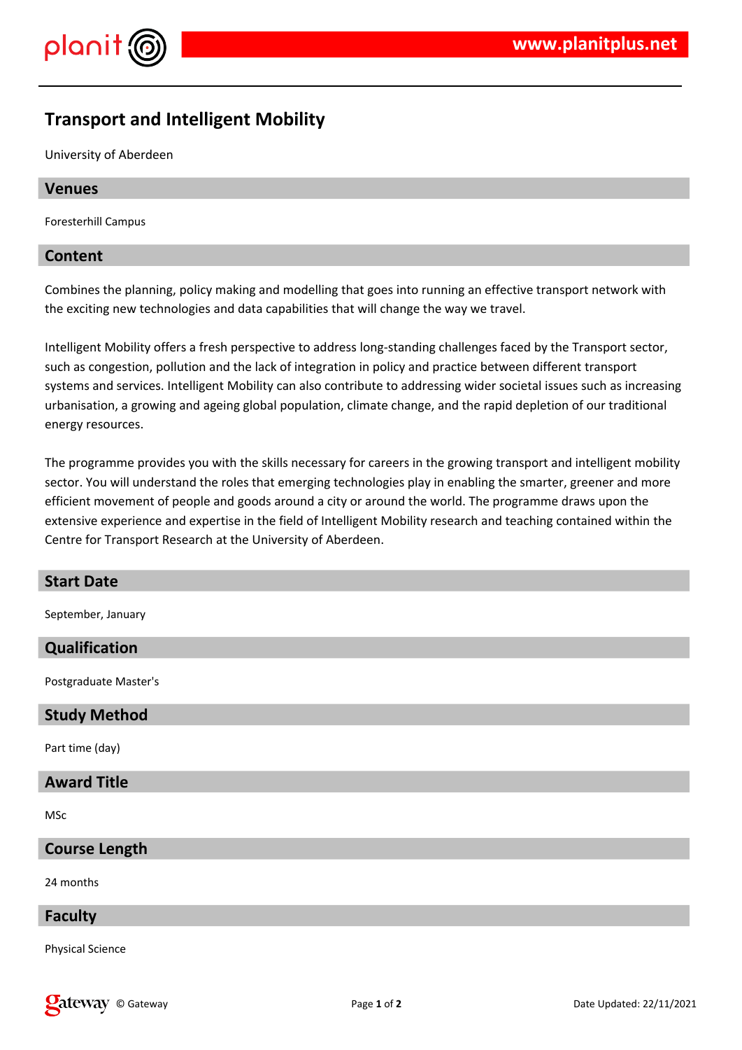# Transport and Intelligent Mobility

University of Aberdeen

## Venues

Foresterhill Campus

## Content

Combines the planning, policy making and modelling that goes into running an effective transport network with the exciting new technologies and data capabilities that will change the way we travel.

Intelligent Mobility offers a fresh perspective to address long-standing challenges faced by the Transport sector, such as congestion, pollution and the lack of integration in policy and practice between different transport systems and services. Intelligent Mobility can also contribute to addressing wider societal issues such as increasing urbanisation, a growing and ageing global population, climate change, and the rapid depletion of our traditional energy resources.

The programme provides you with the skills necessary for careers in the growing transport and intelligent mobility sector. You will understand the roles that emerging technologies play in enabling the smarter, greener and more efficient movement of people and goods around a city or around the world. The programme draws upon the extensive experience and expertise in the field of Intelligent Mobility research and teaching contained within the Centre for Transport Research at the University of Aberdeen.

## Start Date

September, January

## Qualification

Postgraduate Master's

## Study Method

Part time (day)

## Award Title

MSc

## Course Length

24 months

## Faculty

Physical Science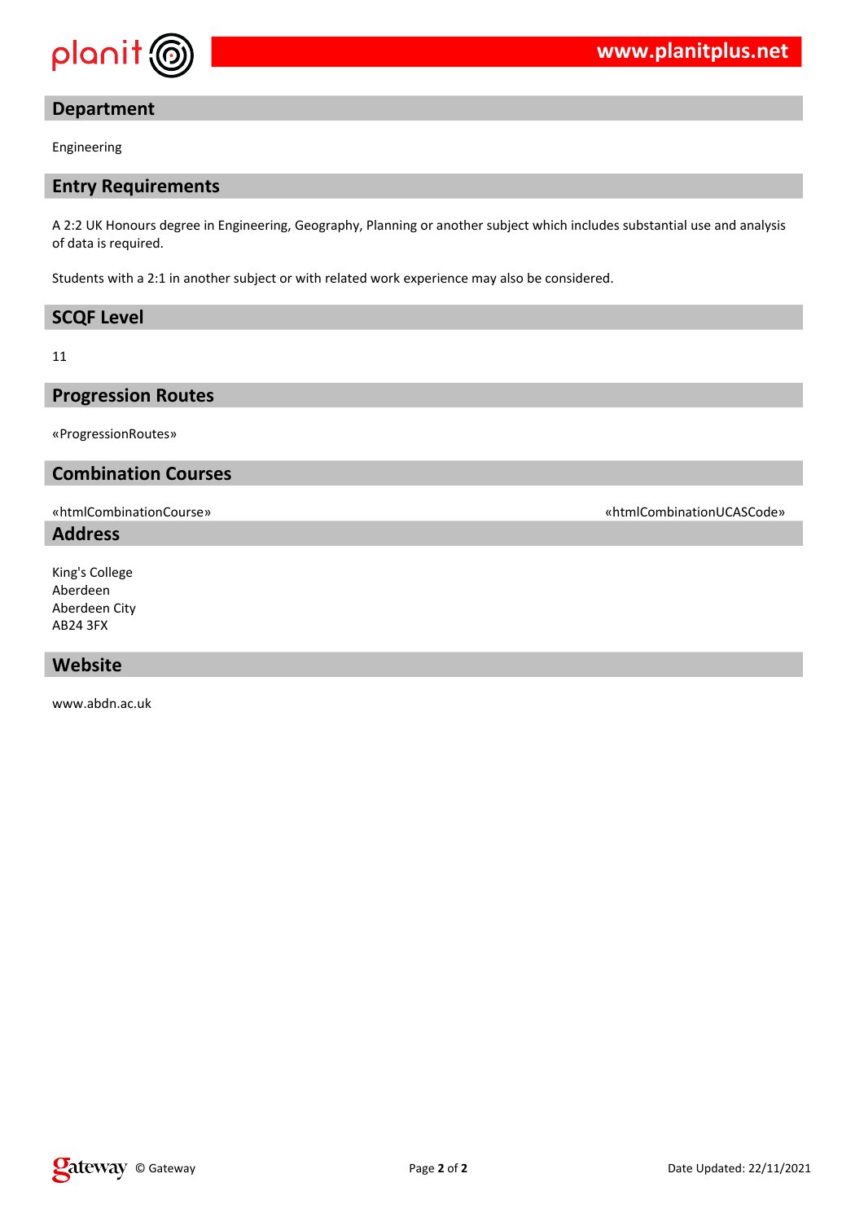## Department

Engineering

## Entry Requirements

A 2:2 UK Honours degree in Engineering, Geography, Planning or another subject which includes substantial use and analysis of data is required.

Students with a 2:1 in another subject or with related work experience may also be considered.

## SCQF Level

11

## Progression Routes

«ProgressionRoutes»

## Combination Courses

«htmlCombinationCourse» «htmlCombinationUCASCode»

## Address

King's College
Aberdeen
Aberdeen City
AB24 3FX

## Website

www.abdn.ac.uk